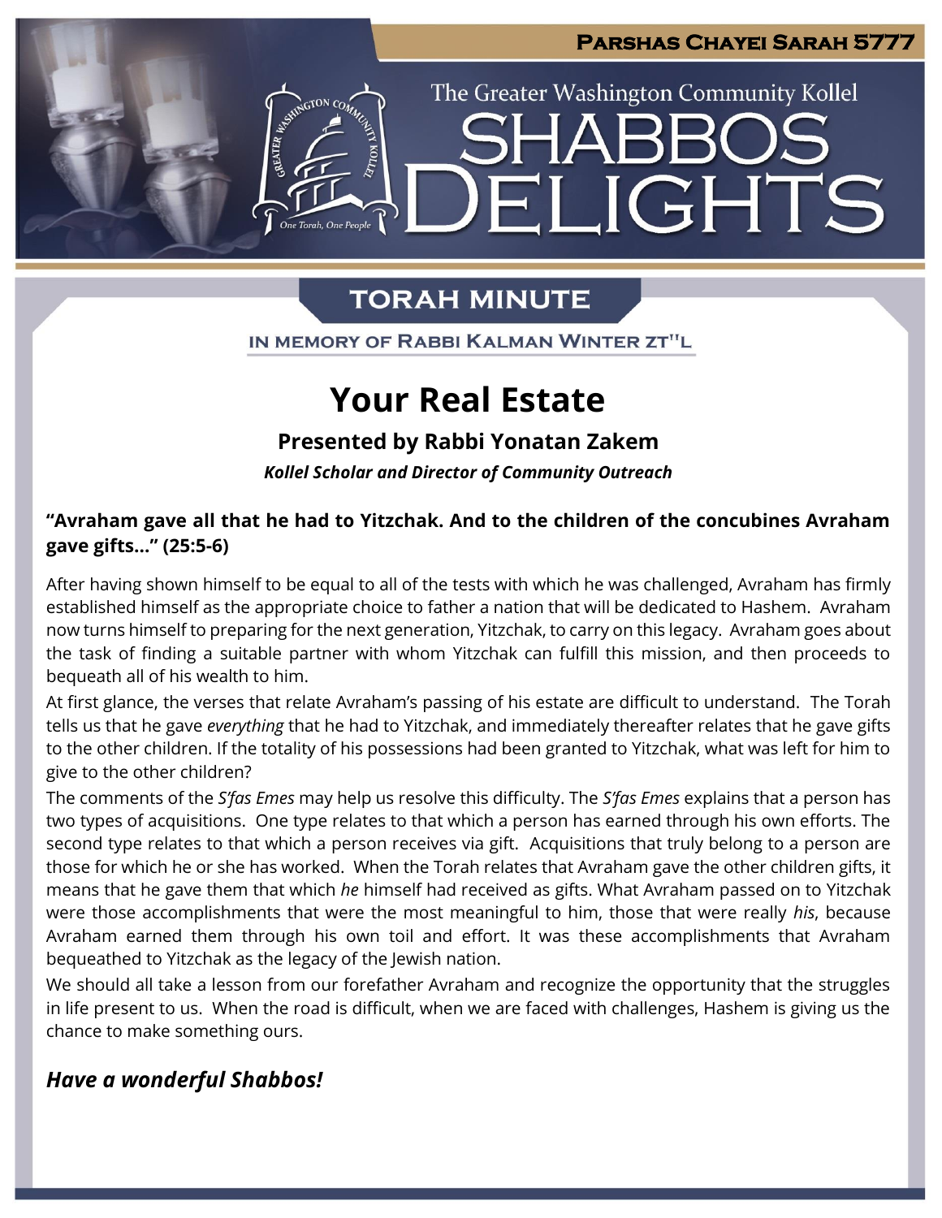Parshas Chayei Sarah 5777

The Greater Washington Community Kollel

# SHABBOS DELIGHTS

## TORAH MINUTE

IN MEMORY OF RABBI KALMAN WINTER ZT"L

# Your Real Estate

### Presented by Rabbi Yonatan Zakem

***Kollel Scholar and Director of Community Outreach***

**“Avraham gave all that he had to Yitzchak. And to the children of the concubines Avraham gave gifts...” (25:5-6)**

After having shown himself to be equal to all of the tests with which he was challenged, Avraham has firmly established himself as the appropriate choice to father a nation that will be dedicated to Hashem. Avraham now turns himself to preparing for the next generation, Yitzchak, to carry on this legacy. Avraham goes about the task of finding a suitable partner with whom Yitzchak can fulfill this mission, and then proceeds to bequeath all of his wealth to him.

At first glance, the verses that relate Avraham’s passing of his estate are difficult to understand. The Torah tells us that he gave *everything* that he had to Yitzchak, and immediately thereafter relates that he gave gifts to the other children. If the totality of his possessions had been granted to Yitzchak, what was left for him to give to the other children?

The comments of the *S’fas Emes* may help us resolve this difficulty. The *S’fas Emes* explains that a person has two types of acquisitions. One type relates to that which a person has earned through his own efforts. The second type relates to that which a person receives via gift. Acquisitions that truly belong to a person are those for which he or she has worked. When the Torah relates that Avraham gave the other children gifts, it means that he gave them that which *he* himself had received as gifts. What Avraham passed on to Yitzchak were those accomplishments that were the most meaningful to him, those that were really *his*, because Avraham earned them through his own toil and effort. It was these accomplishments that Avraham bequeathed to Yitzchak as the legacy of the Jewish nation.

We should all take a lesson from our forefather Avraham and recognize the opportunity that the struggles in life present to us. When the road is difficult, when we are faced with challenges, Hashem is giving us the chance to make something ours.

***Have a wonderful Shabbos!***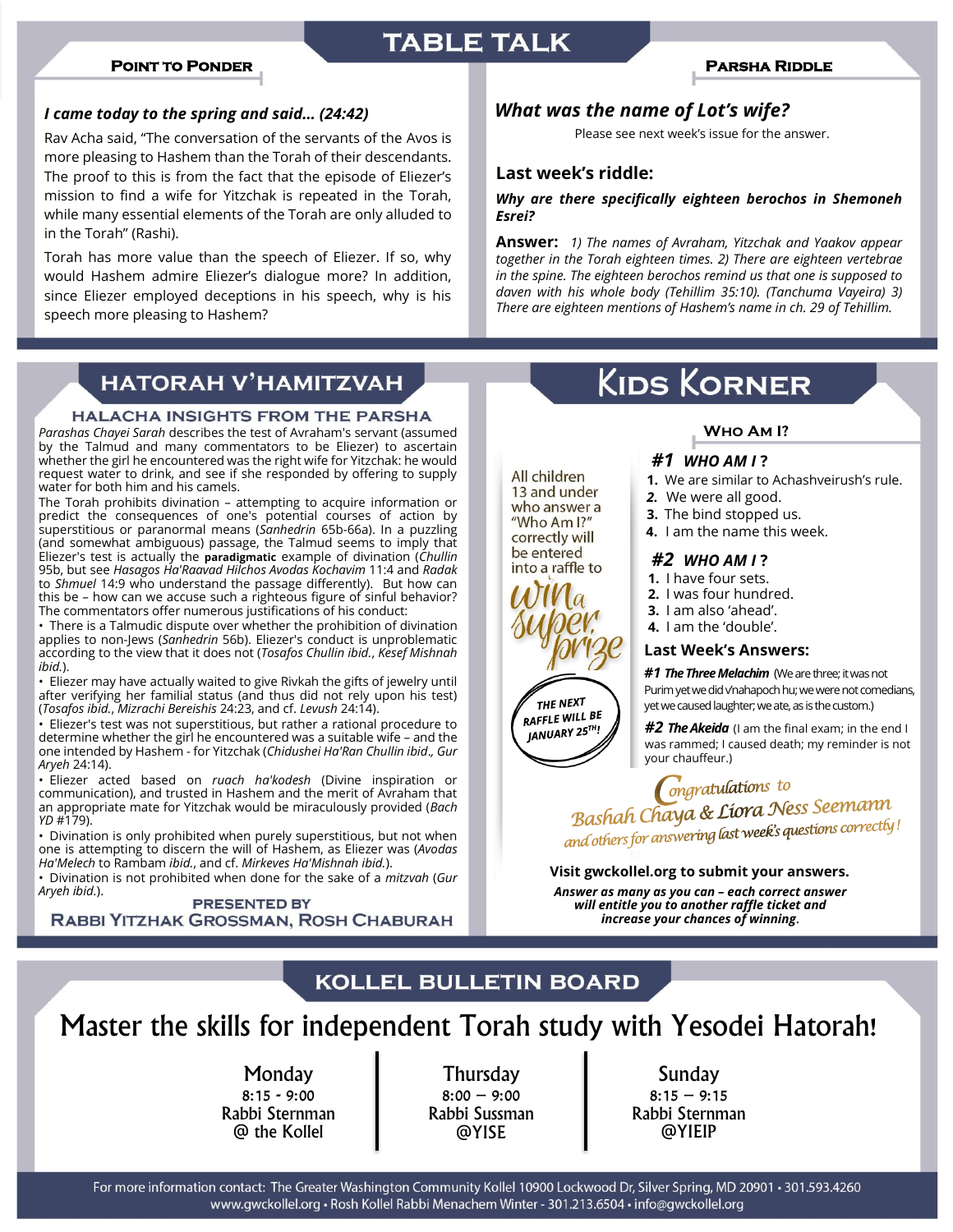# TABLE TALK

## Point to Ponder

***I came today to the spring and said... (24:42)***

Rav Acha said, "The conversation of the servants of the Avos is more pleasing to Hashem than the Torah of their descendants. The proof to this is from the fact that the episode of Eliezer's mission to find a wife for Yitzchak is repeated in the Torah, while many essential elements of the Torah are only alluded to in the Torah" (Rashi).

Torah has more value than the speech of Eliezer. If so, why would Hashem admire Eliezer's dialogue more? In addition, since Eliezer employed deceptions in his speech, why is his speech more pleasing to Hashem?

## Parsha Riddle

***What was the name of Lot's wife?***

Please see next week's issue for the answer.

### Last week's riddle:

***Why are there specifically eighteen berochos in Shemoneh Esrei?***

**Answer:** *1) The names of Avraham, Yitzchak and Yaakov appear together in the Torah eighteen times. 2) There are eighteen vertebrae in the spine. The eighteen berochos remind us that one is supposed to daven with his whole body (Tehillim 35:10). (Tanchuma Vayeira) 3) There are eighteen mentions of Hashem's name in ch. 29 of Tehillim.*

# HATORAH V'HAMITZVAH

## HALACHA INSIGHTS FROM THE PARSHA

*Parashas Chayei Sarah* describes the test of Avraham's servant (assumed by the Talmud and many commentators to be Eliezer) to ascertain whether the girl he encountered was the right wife for Yitzchak: he would request water to drink, and see if she responded by offering to supply water for both him and his camels.

The Torah prohibits divination – attempting to acquire information or predict the consequences of one's potential courses of action by superstitious or paranormal means (*Sanhedrin* 65b-66a). In a puzzling (and somewhat ambiguous) passage, the Talmud seems to imply that Eliezer's test is actually the **paradigmatic** example of divination (*Chullin* 95b, but see *Hasagos Ha'Raavad Hilchos Avodas Kochavim* 11:4 and *Radak* to *Shmuel* 14:9 who understand the passage differently). But how can this be – how can we accuse such a righteous figure of sinful behavior? The commentators offer numerous justifications of his conduct:

- There is a Talmudic dispute over whether the prohibition of divination applies to non-Jews (*Sanhedrin* 56b). Eliezer's conduct is unproblematic according to the view that it does not (*Tosafos Chullin ibid.*, *Kesef Mishnah ibid.*).
- Eliezer may have actually waited to give Rivkah the gifts of jewelry until after verifying her familial status (and thus did not rely upon his test) (*Tosafos ibid.*, *Mizrachi Bereishis* 24:23, and cf. *Levush* 24:14).
- Eliezer's test was not superstitious, but rather a rational procedure to determine whether the girl he encountered was a suitable wife – and the one intended by Hashem - for Yitzchak (*Chidushei Ha'Ran Chullin ibid.*, *Gur Aryeh* 24:14).
- Eliezer acted based on *ruach ha'kodesh* (Divine inspiration or communication), and trusted in Hashem and the merit of Avraham that an appropriate mate for Yitzchak would be miraculously provided (*Bach YD* #179).
- Divination is only prohibited when purely superstitious, but not when one is attempting to discern the will of Hashem, as Eliezer was (*Avodas Ha'Melech* to Rambam *ibid.*, and cf. *Mirkeves Ha'Mishnah ibid.*).
- Divination is not prohibited when done for the sake of a *mitzvah* (*Gur Aryeh ibid.*).

PRESENTED BY
RABBI YITZHAK GROSSMAN, ROSH CHABURAH

# KIDS KORNER

All children 13 and under who answer a "Who Am I?" correctly will be entered into a raffle to *win a super prize*

THE NEXT RAFFLE WILL BE JANUARY 25TH!

## Who Am I?

### #1 WHO AM I ?

1. We are similar to Achashveirush's rule.
2. We were all good.
3. The bind stopped us.
4. I am the name this week.

### #2 WHO AM I ?

1. I have four sets.
2. I was four hundred.
3. I am also 'ahead'.
4. I am the 'double'.

### Last Week's Answers:

***#1 The Three Melachim*** (We are three; it was not Purim yet we did v'nahapoch hu; we were not comedians, yet we caused laughter; we ate, as is the custom.)

***#2 The Akeida*** (I am the final exam; in the end I was rammed; I caused death; my reminder is not your chauffeur.)

*Congratulations to Bashah Chaya & Liora Ness Seemann and others for answering last week's questions correctly!*

**Visit gwckollel.org to submit your answers.**

***Answer as many as you can – each correct answer will entitle you to another raffle ticket and increase your chances of winning.***

# KOLLEL BULLETIN BOARD

## Master the skills for independent Torah study with Yesodei Hatorah!

| Monday | Thursday | Sunday |
|---|---|---|
| 8:15 - 9:00 | 8:00 – 9:00 | 8:15 – 9:15 |
| Rabbi Sternman | Rabbi Sussman | Rabbi Sternman |
| @ the Kollel | @YISE | @YIEIP |

For more information contact: The Greater Washington Community Kollel 10900 Lockwood Dr, Silver Spring, MD 20901 • 301.593.4260
www.gwckollel.org • Rosh Kollel Rabbi Menachem Winter - 301.213.6504 • info@gwckollel.org